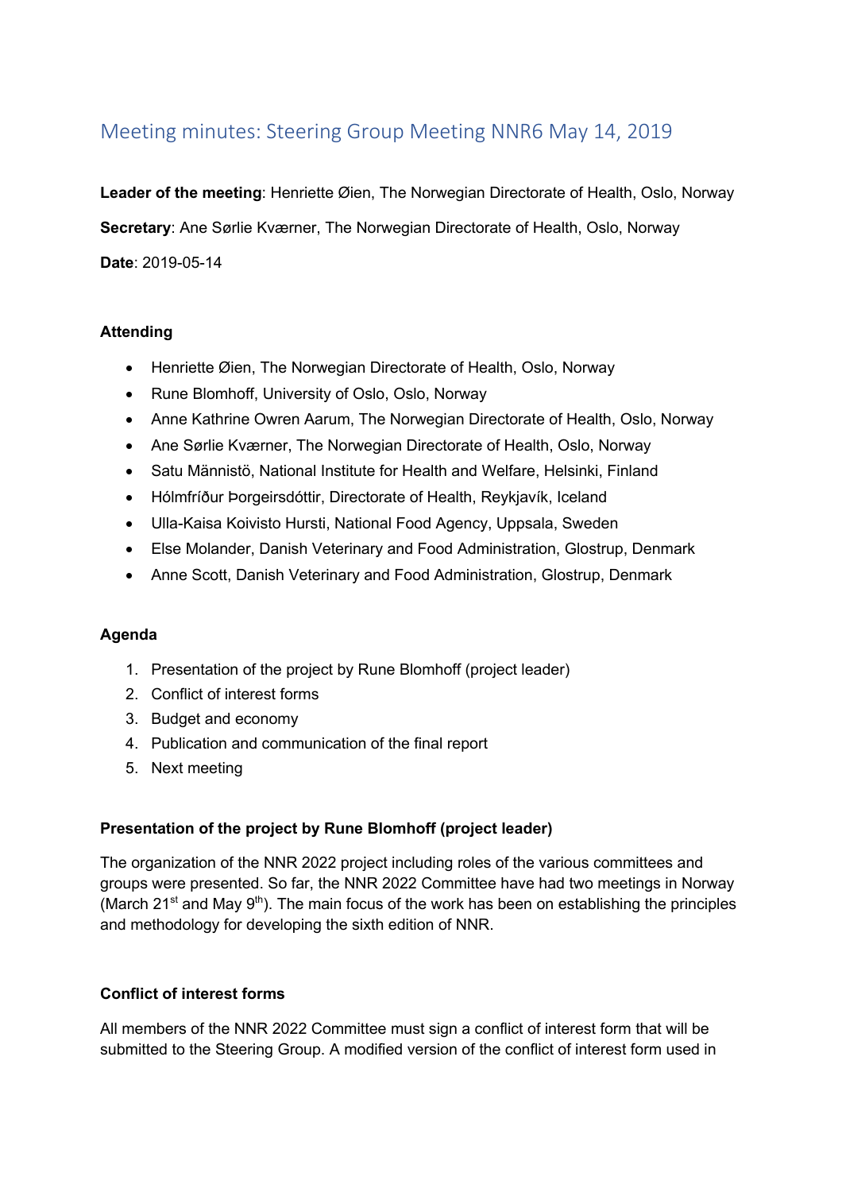# Meeting minutes: Steering Group Meeting NNR6 May 14, 2019

**Leader of the meeting**: Henriette Øien, The Norwegian Directorate of Health, Oslo, Norway

**Secretary**: Ane Sørlie Kværner, The Norwegian Directorate of Health, Oslo, Norway

**Date**: 2019-05-14

**Attending**

- Henriette Øien, The Norwegian Directorate of Health, Oslo, Norway
- Rune Blomhoff, University of Oslo, Oslo, Norway
- Anne Kathrine Owren Aarum, The Norwegian Directorate of Health, Oslo, Norway
- Ane Sørlie Kværner, The Norwegian Directorate of Health, Oslo, Norway
- Satu Männistö, National Institute for Health and Welfare, Helsinki, Finland
- Hólmfríður Þorgeirsdóttir, Directorate of Health, Reykjavík, Iceland
- Ulla-Kaisa Koivisto Hursti, National Food Agency, Uppsala, Sweden
- Else Molander, Danish Veterinary and Food Administration, Glostrup, Denmark
- Anne Scott, Danish Veterinary and Food Administration, Glostrup, Denmark

**Agenda**

1. Presentation of the project by Rune Blomhoff (project leader)
2. Conflict of interest forms
3. Budget and economy
4. Publication and communication of the final report
5. Next meeting

**Presentation of the project by Rune Blomhoff (project leader)**

The organization of the NNR 2022 project including roles of the various committees and groups were presented. So far, the NNR 2022 Committee have had two meetings in Norway (March 21st and May 9th). The main focus of the work has been on establishing the principles and methodology for developing the sixth edition of NNR.

**Conflict of interest forms**

All members of the NNR 2022 Committee must sign a conflict of interest form that will be submitted to the Steering Group. A modified version of the conflict of interest form used in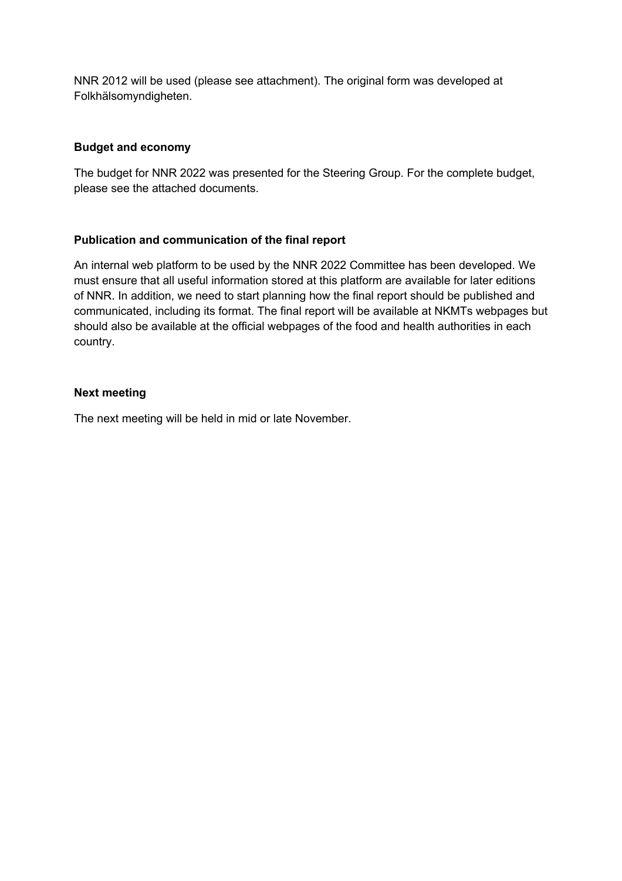NNR 2012 will be used (please see attachment). The original form was developed at Folkhälsomyndigheten.

**Budget and economy**

The budget for NNR 2022 was presented for the Steering Group. For the complete budget, please see the attached documents.

**Publication and communication of the final report**

An internal web platform to be used by the NNR 2022 Committee has been developed. We must ensure that all useful information stored at this platform are available for later editions of NNR. In addition, we need to start planning how the final report should be published and communicated, including its format. The final report will be available at NKMTs webpages but should also be available at the official webpages of the food and health authorities in each country.

**Next meeting**

The next meeting will be held in mid or late November.